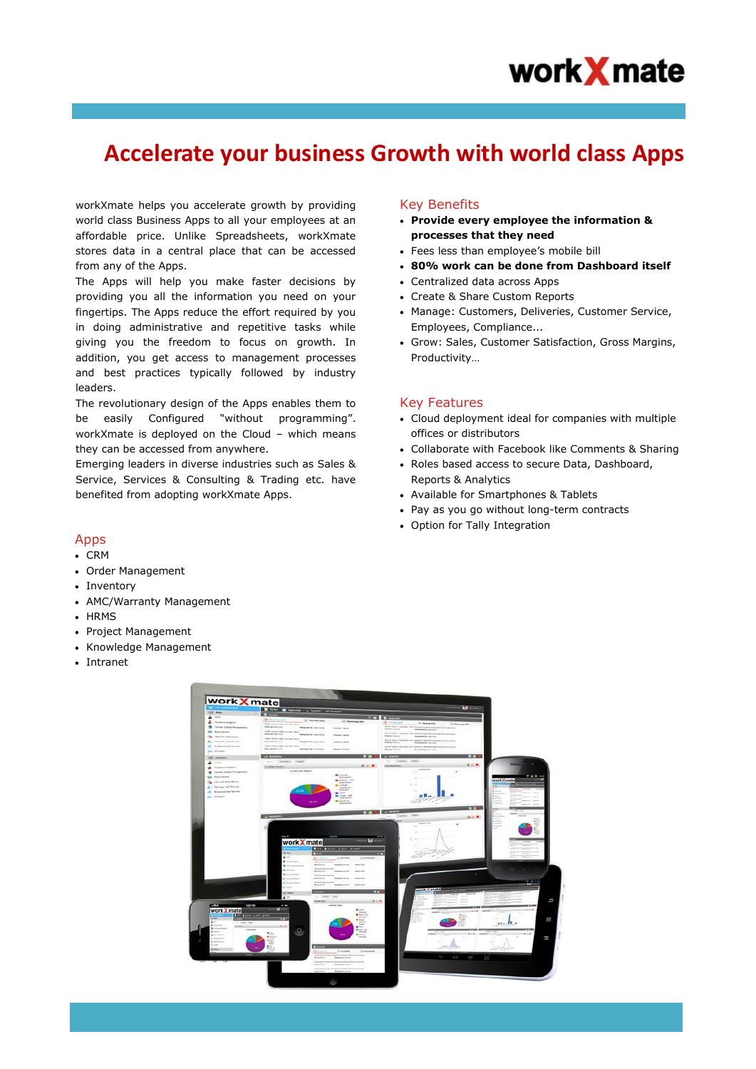workXmate

# Accelerate your business Growth with world class Apps

workXmate helps you accelerate growth by providing world class Business Apps to all your employees at an affordable price. Unlike Spreadsheets, workXmate stores data in a central place that can be accessed from any of the Apps.

The Apps will help you make faster decisions by providing you all the information you need on your fingertips. The Apps reduce the effort required by you in doing administrative and repetitive tasks while giving you the freedom to focus on growth. In addition, you get access to management processes and best practices typically followed by industry leaders.

The revolutionary design of the Apps enables them to be easily Configured "without programming". workXmate is deployed on the Cloud – which means they can be accessed from anywhere.

Emerging leaders in diverse industries such as Sales & Service, Services & Consulting & Trading etc. have benefited from adopting workXmate Apps.

## Key Benefits

- **Provide every employee the information & processes that they need**
- Fees less than employee's mobile bill
- **80% work can be done from Dashboard itself**
- Centralized data across Apps
- Create & Share Custom Reports
- Manage: Customers, Deliveries, Customer Service, Employees, Compliance...
- Grow: Sales, Customer Satisfaction, Gross Margins, Productivity…

## Key Features

- Cloud deployment ideal for companies with multiple offices or distributors
- Collaborate with Facebook like Comments & Sharing
- Roles based access to secure Data, Dashboard, Reports & Analytics
- Available for Smartphones & Tablets
- Pay as you go without long-term contracts
- Option for Tally Integration

## Apps

- CRM
- Order Management
- Inventory
- AMC/Warranty Management
- HRMS
- Project Management
- Knowledge Management
- Intranet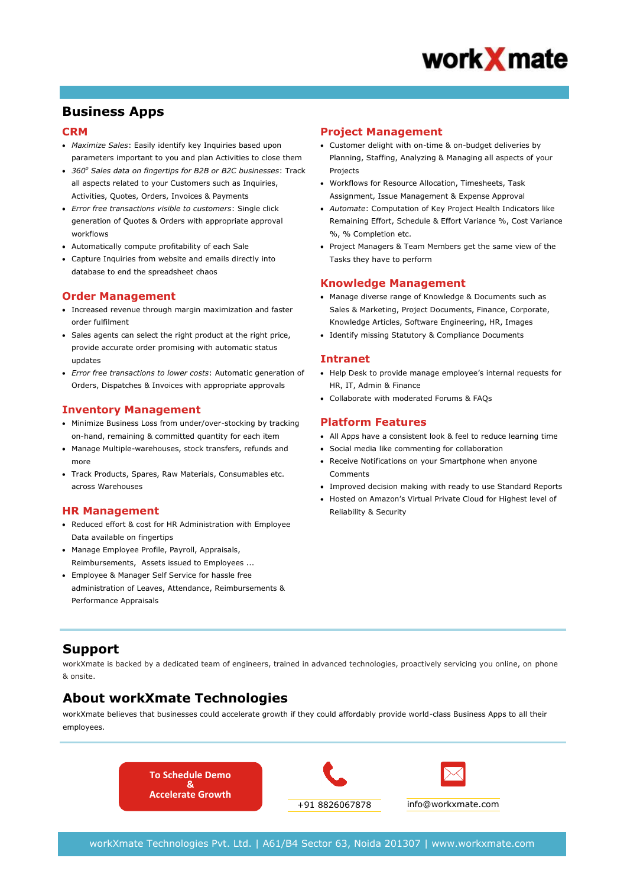# Business Apps

## CRM

- *Maximize Sales*: Easily identify key Inquiries based upon parameters important to you and plan Activities to close them
- *360° Sales data on fingertips for B2B or B2C businesses*: Track all aspects related to your Customers such as Inquiries, Activities, Quotes, Orders, Invoices & Payments
- *Error free transactions visible to customers*: Single click generation of Quotes & Orders with appropriate approval workflows
- Automatically compute profitability of each Sale
- Capture Inquiries from website and emails directly into database to end the spreadsheet chaos

## Order Management

- Increased revenue through margin maximization and faster order fulfilment
- Sales agents can select the right product at the right price, provide accurate order promising with automatic status updates
- *Error free transactions to lower costs*: Automatic generation of Orders, Dispatches & Invoices with appropriate approvals

## Inventory Management

- Minimize Business Loss from under/over-stocking by tracking on-hand, remaining & committed quantity for each item
- Manage Multiple-warehouses, stock transfers, refunds and more
- Track Products, Spares, Raw Materials, Consumables etc. across Warehouses

## HR Management

- Reduced effort & cost for HR Administration with Employee Data available on fingertips
- Manage Employee Profile, Payroll, Appraisals, Reimbursements, Assets issued to Employees ...
- Employee & Manager Self Service for hassle free administration of Leaves, Attendance, Reimbursements & Performance Appraisals

## Project Management

- Customer delight with on-time & on-budget deliveries by Planning, Staffing, Analyzing & Managing all aspects of your Projects
- Workflows for Resource Allocation, Timesheets, Task Assignment, Issue Management & Expense Approval
- *Automate*: Computation of Key Project Health Indicators like Remaining Effort, Schedule & Effort Variance %, Cost Variance %, % Completion etc.
- Project Managers & Team Members get the same view of the Tasks they have to perform

## Knowledge Management

- Manage diverse range of Knowledge & Documents such as Sales & Marketing, Project Documents, Finance, Corporate, Knowledge Articles, Software Engineering, HR, Images
- Identify missing Statutory & Compliance Documents

## Intranet

- Help Desk to provide manage employee's internal requests for HR, IT, Admin & Finance
- Collaborate with moderated Forums & FAQs

## Platform Features

- All Apps have a consistent look & feel to reduce learning time
- Social media like commenting for collaboration
- Receive Notifications on your Smartphone when anyone Comments
- Improved decision making with ready to use Standard Reports
- Hosted on Amazon's Virtual Private Cloud for Highest level of Reliability & Security

# Support

workXmate is backed by a dedicated team of engineers, trained in advanced technologies, proactively servicing you online, on phone & onsite.

# About workXmate Technologies

workXmate believes that businesses could accelerate growth if they could affordably provide world-class Business Apps to all their employees.

**To Schedule Demo & Accelerate Growth**

+91 8826067878

info@workxmate.com

workXmate Technologies Pvt. Ltd. | A61/B4 Sector 63, Noida 201307 | www.workxmate.com